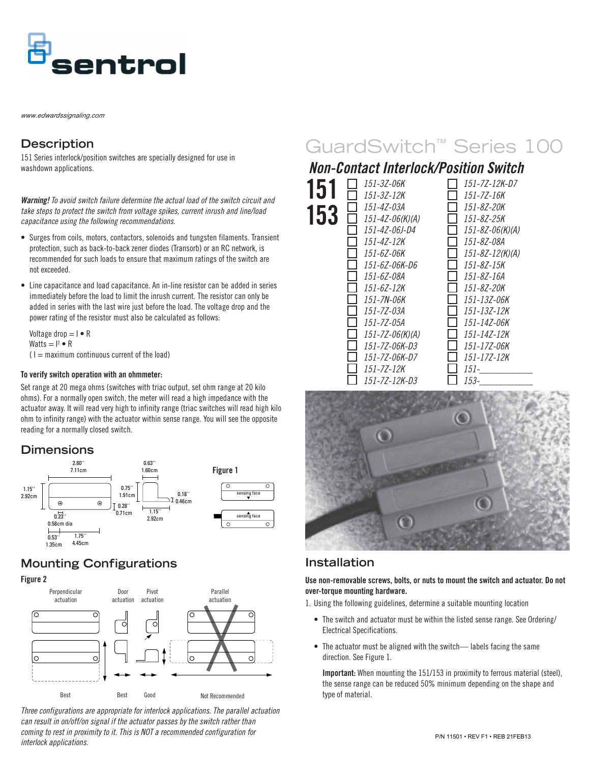www.edwardssignaling.com

# GuardSwitch™ Series 100

## Non-Contact Interlock/Position Switch

**151**
**153**

- ☐ 151-3Z-06K
- ☐ 151-3Z-12K
- ☐ 151-4Z-03A
- ☐ 151-4Z-06(K)(A)
- ☐ 151-4Z-06J-D4
- ☐ 151-4Z-12K
- ☐ 151-6Z-06K
- ☐ 151-6Z-06K-D6
- ☐ 151-6Z-08A
- ☐ 151-6Z-12K
- ☐ 151-7N-06K
- ☐ 151-7Z-03A
- ☐ 151-7Z-05A
- ☐ 151-7Z-06(K)(A)
- ☐ 151-7Z-06K-D3
- ☐ 151-7Z-06K-D7
- ☐ 151-7Z-12K
- ☐ 151-7Z-12K-D3
- ☐ 151-7Z-12K-D7
- ☐ 151-7Z-16K
- ☐ 151-8Z-20K
- ☐ 151-8Z-25K
- ☐ 151-8Z-06(K)(A)
- ☐ 151-8Z-08A
- ☐ 151-8Z-12(K)(A)
- ☐ 151-8Z-15K
- ☐ 151-8Z-16A
- ☐ 151-8Z-20K
- ☐ 151-13Z-06K
- ☐ 151-13Z-12K
- ☐ 151-14Z-06K
- ☐ 151-14Z-12K
- ☐ 151-17Z-06K
- ☐ 151-17Z-12K
- ☐ 151-___________
- ☐ 153-___________

## Description

151 Series interlock/position switches are specially designed for use in washdown applications.

***Warning!*** *To avoid switch failure determine the actual load of the switch circuit and take steps to protect the switch from voltage spikes, current inrush and line/load capacitance using the following recommendations.*

- Surges from coils, motors, contactors, solenoids and tungsten filaments. Transient protection, such as back-to-back zener diodes (Transorb) or an RC network, is recommended for such loads to ensure that maximum ratings of the switch are not exceeded.
- Line capacitance and load capacitance. An in-line resistor can be added in series immediately before the load to limit the inrush current. The resistor can only be added in series with the last wire just before the load. The voltage drop and the power rating of the resistor must also be calculated as follows:

  Voltage drop = $I \bullet R$
  Watts = $I^2 \bullet R$
  ( I = maximum continuous current of the load)

**To verify switch operation with an ohmmeter:**

Set range at 20 mega ohms (switches with triac output, set ohm range at 20 kilo ohms). For a normally open switch, the meter will read a high impedance with the actuator away. It will read very high to infinity range (triac switches will read high kilo ohm to infinity range) with the actuator within sense range. You will see the opposite reading for a normally closed switch.

## Dimensions

2.80" 7.11cm; 1.15" 2.92cm; 0.23" 0.58cm dia; 0.53" 1.35cm; 1.75" 4.45cm; 0.63" 1.60cm; 0.75" 1.91cm; 0.28" 0.71cm; 0.18" 0.46cm; 1.15" 2.92cm

**Figure 1**

sensing face / sensing face

## Mounting Configurations

**Figure 2**

Perpendicular actuation — Best; Door actuation — Best; Pivot actuation — Good; Parallel actuation — Not Recommended

*Three configurations are appropriate for interlock applications. The parallel actuation can result in on/off/on signal if the actuator passes by the switch rather than coming to rest in proximity to it. This is NOT a recommended configuration for interlock applications.*

## Installation

**Use non-removable screws, bolts, or nuts to mount the switch and actuator. Do not over-torque mounting hardware.**

1. Using the following guidelines, determine a suitable mounting location
   - The switch and actuator must be within the listed sense range. See Ordering/Electrical Specifications.
   - The actuator must be aligned with the switch— labels facing the same direction. See Figure 1.

   **Important:** When mounting the 151/153 in proximity to ferrous material (steel), the sense range can be reduced 50% minimum depending on the shape and type of material.

P/N 11501 • REV F1 • REB 21FEB13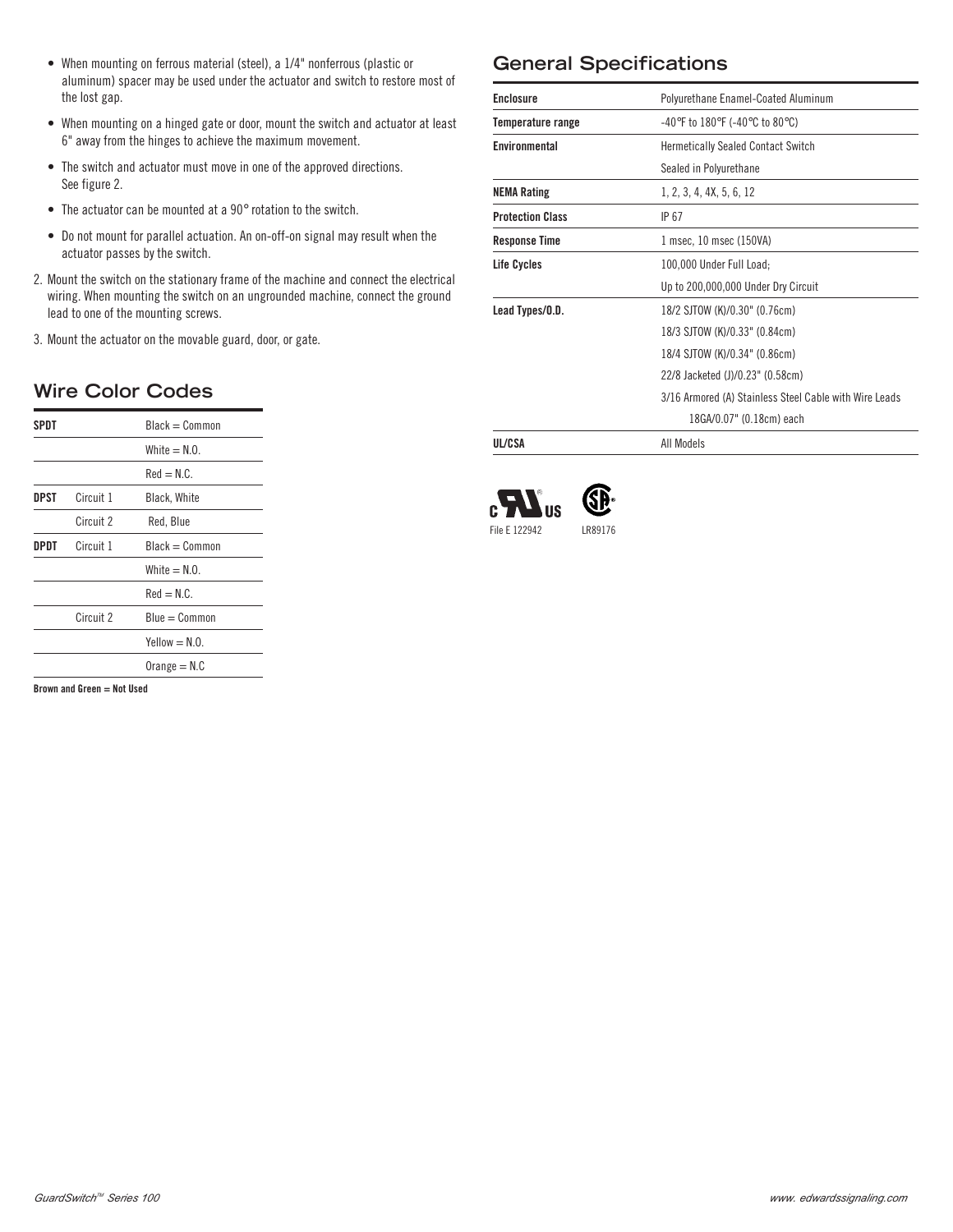- When mounting on ferrous material (steel), a 1/4" nonferrous (plastic or aluminum) spacer may be used under the actuator and switch to restore most of the lost gap.
- When mounting on a hinged gate or door, mount the switch and actuator at least 6" away from the hinges to achieve the maximum movement.
- The switch and actuator must move in one of the approved directions. See figure 2.
- The actuator can be mounted at a 90° rotation to the switch.
- Do not mount for parallel actuation. An on-off-on signal may result when the actuator passes by the switch.

2. Mount the switch on the stationary frame of the machine and connect the electrical wiring. When mounting the switch on an ungrounded machine, connect the ground lead to one of the mounting screws.
3. Mount the actuator on the movable guard, door, or gate.

## Wire Color Codes

| | | |
|---|---|---|
| **SPDT** | | Black = Common |
| | | White = N.O. |
| | | Red = N.C. |
| **DPST** | Circuit 1 | Black, White |
| | Circuit 2 | Red, Blue |
| **DPDT** | Circuit 1 | Black = Common |
| | | White = N.O. |
| | | Red = N.C. |
| | Circuit 2 | Blue = Common |
| | | Yellow = N.O. |
| | | Orange = N.C |

**Brown and Green = Not Used**

## General Specifications

| | |
|---|---|
| **Enclosure** | Polyurethane Enamel-Coated Aluminum |
| **Temperature range** | -40°F to 180°F (-40°C to 80°C) |
| **Environmental** | Hermetically Sealed Contact Switch |
| | Sealed in Polyurethane |
| **NEMA Rating** | 1, 2, 3, 4, 4X, 5, 6, 12 |
| **Protection Class** | IP 67 |
| **Response Time** | 1 msec, 10 msec (150VA) |
| **Life Cycles** | 100,000 Under Full Load; |
| | Up to 200,000,000 Under Dry Circuit |
| **Lead Types/O.D.** | 18/2 SJTOW (K)/0.30" (0.76cm) |
| | 18/3 SJTOW (K)/0.33" (0.84cm) |
| | 18/4 SJTOW (K)/0.34" (0.86cm) |
| | 22/8 Jacketed (J)/0.23" (0.58cm) |
| | 3/16 Armored (A) Stainless Steel Cable with Wire Leads 18GA/0.07" (0.18cm) each |
| **UL/CSA** | All Models |

File E 122942 LR89176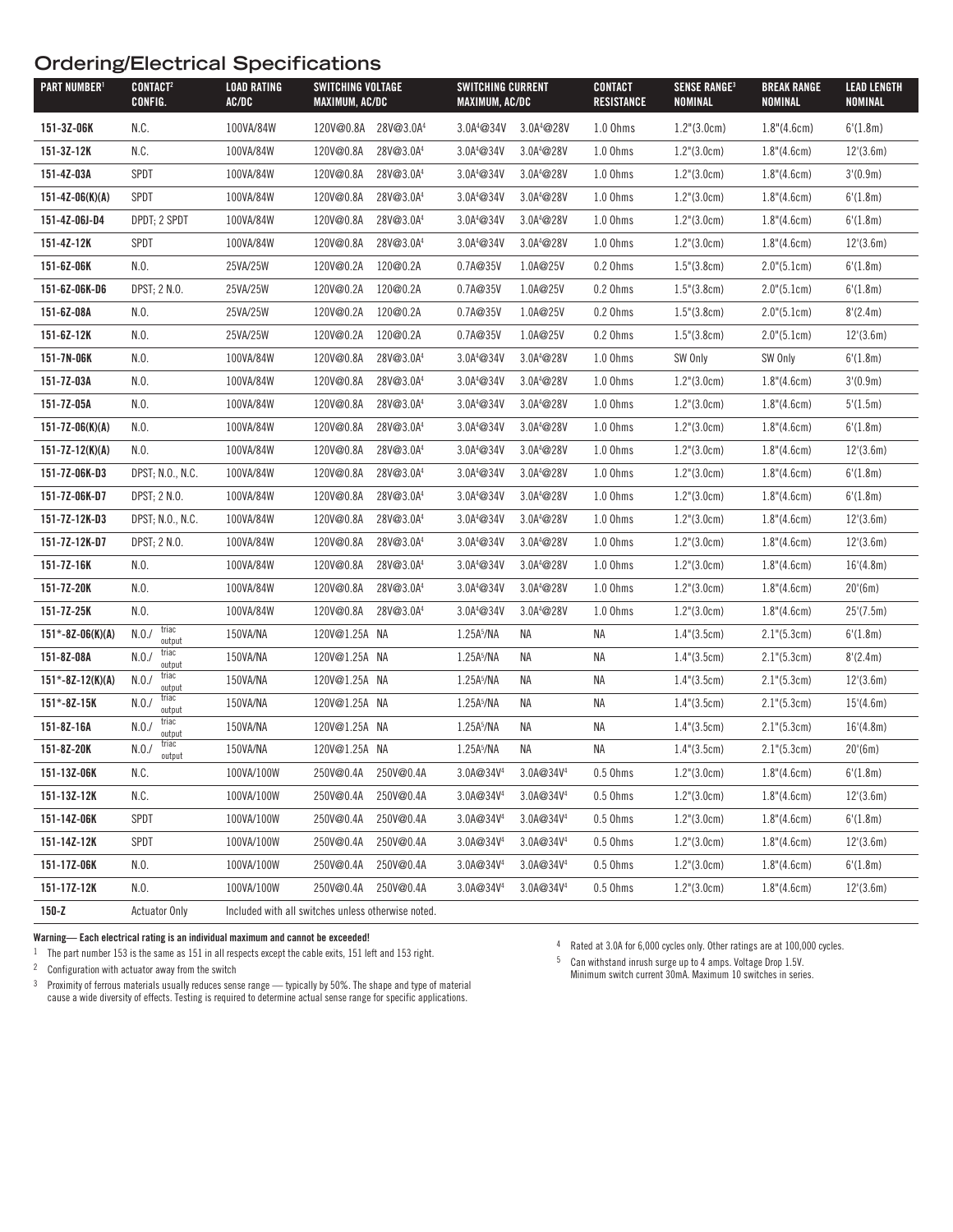## Ordering/Electrical Specifications

| PART NUMBER[1] | CONTACT[2] CONFIG. | LOAD RATING AC/DC | SWITCHING VOLTAGE MAXIMUM, AC/DC | | SWITCHING CURRENT MAXIMUM, AC/DC | | CONTACT RESISTANCE | SENSE RANGE[3] NOMINAL | BREAK RANGE NOMINAL | LEAD LENGTH NOMINAL |
|---|---|---|---|---|---|---|---|---|---|---|
| 151-3Z-06K | N.C. | 100VA/84W | 120V@0.8A | 28V@3.0A[4] | 3.0A[4]@34V | 3.0A[4]@28V | 1.0 Ohms | 1.2"(3.0cm) | 1.8"(4.6cm) | 6'(1.8m) |
| 151-3Z-12K | N.C. | 100VA/84W | 120V@0.8A | 28V@3.0A[4] | 3.0A[4]@34V | 3.0A[4]@28V | 1.0 Ohms | 1.2"(3.0cm) | 1.8"(4.6cm) | 12'(3.6m) |
| 151-4Z-03A | SPDT | 100VA/84W | 120V@0.8A | 28V@3.0A[4] | 3.0A[4]@34V | 3.0A[4]@28V | 1.0 Ohms | 1.2"(3.0cm) | 1.8"(4.6cm) | 3'(0.9m) |
| 151-4Z-06(K)(A) | SPDT | 100VA/84W | 120V@0.8A | 28V@3.0A[4] | 3.0A[4]@34V | 3.0A[4]@28V | 1.0 Ohms | 1.2"(3.0cm) | 1.8"(4.6cm) | 6'(1.8m) |
| 151-4Z-06J-D4 | DPDT; 2 SPDT | 100VA/84W | 120V@0.8A | 28V@3.0A[4] | 3.0A[4]@34V | 3.0A[4]@28V | 1.0 Ohms | 1.2"(3.0cm) | 1.8"(4.6cm) | 6'(1.8m) |
| 151-4Z-12K | SPDT | 100VA/84W | 120V@0.8A | 28V@3.0A[4] | 3.0A[4]@34V | 3.0A[4]@28V | 1.0 Ohms | 1.2"(3.0cm) | 1.8"(4.6cm) | 12'(3.6m) |
| 151-6Z-06K | N.O. | 25VA/25W | 120V@0.2A | 120@0.2A | 0.7A@35V | 1.0A@25V | 0.2 Ohms | 1.5"(3.8cm) | 2.0"(5.1cm) | 6'(1.8m) |
| 151-6Z-06K-D6 | DPST; 2 N.O. | 25VA/25W | 120V@0.2A | 120@0.2A | 0.7A@35V | 1.0A@25V | 0.2 Ohms | 1.5"(3.8cm) | 2.0"(5.1cm) | 6'(1.8m) |
| 151-6Z-08A | N.O. | 25VA/25W | 120V@0.2A | 120@0.2A | 0.7A@35V | 1.0A@25V | 0.2 Ohms | 1.5"(3.8cm) | 2.0"(5.1cm) | 8'(2.4m) |
| 151-6Z-12K | N.O. | 25VA/25W | 120V@0.2A | 120@0.2A | 0.7A@35V | 1.0A@25V | 0.2 Ohms | 1.5"(3.8cm) | 2.0"(5.1cm) | 12'(3.6m) |
| 151-7N-06K | N.O. | 100VA/84W | 120V@0.8A | 28V@3.0A[4] | 3.0A[4]@34V | 3.0A[4]@28V | 1.0 Ohms | SW Only | SW Only | 6'(1.8m) |
| 151-7Z-03A | N.O. | 100VA/84W | 120V@0.8A | 28V@3.0A[4] | 3.0A[4]@34V | 3.0A[4]@28V | 1.0 Ohms | 1.2"(3.0cm) | 1.8"(4.6cm) | 3'(0.9m) |
| 151-7Z-05A | N.O. | 100VA/84W | 120V@0.8A | 28V@3.0A[4] | 3.0A[4]@34V | 3.0A[4]@28V | 1.0 Ohms | 1.2"(3.0cm) | 1.8"(4.6cm) | 5'(1.5m) |
| 151-7Z-06(K)(A) | N.O. | 100VA/84W | 120V@0.8A | 28V@3.0A[4] | 3.0A[4]@34V | 3.0A[4]@28V | 1.0 Ohms | 1.2"(3.0cm) | 1.8"(4.6cm) | 6'(1.8m) |
| 151-7Z-12(K)(A) | N.O. | 100VA/84W | 120V@0.8A | 28V@3.0A[4] | 3.0A[4]@34V | 3.0A[4]@28V | 1.0 Ohms | 1.2"(3.0cm) | 1.8"(4.6cm) | 12'(3.6m) |
| 151-7Z-06K-D3 | DPST; N.O., N.C. | 100VA/84W | 120V@0.8A | 28V@3.0A[4] | 3.0A[4]@34V | 3.0A[4]@28V | 1.0 Ohms | 1.2"(3.0cm) | 1.8"(4.6cm) | 6'(1.8m) |
| 151-7Z-06K-D7 | DPST; 2 N.O. | 100VA/84W | 120V@0.8A | 28V@3.0A[4] | 3.0A[4]@34V | 3.0A[4]@28V | 1.0 Ohms | 1.2"(3.0cm) | 1.8"(4.6cm) | 6'(1.8m) |
| 151-7Z-12K-D3 | DPST; N.O., N.C. | 100VA/84W | 120V@0.8A | 28V@3.0A[4] | 3.0A[4]@34V | 3.0A[4]@28V | 1.0 Ohms | 1.2"(3.0cm) | 1.8"(4.6cm) | 12'(3.6m) |
| 151-7Z-12K-D7 | DPST; 2 N.O. | 100VA/84W | 120V@0.8A | 28V@3.0A[4] | 3.0A[4]@34V | 3.0A[4]@28V | 1.0 Ohms | 1.2"(3.0cm) | 1.8"(4.6cm) | 12'(3.6m) |
| 151-7Z-16K | N.O. | 100VA/84W | 120V@0.8A | 28V@3.0A[4] | 3.0A[4]@34V | 3.0A[4]@28V | 1.0 Ohms | 1.2"(3.0cm) | 1.8"(4.6cm) | 16'(4.8m) |
| 151-7Z-20K | N.O. | 100VA/84W | 120V@0.8A | 28V@3.0A[4] | 3.0A[4]@34V | 3.0A[4]@28V | 1.0 Ohms | 1.2"(3.0cm) | 1.8"(4.6cm) | 20'(6m) |
| 151-7Z-25K | N.O. | 100VA/84W | 120V@0.8A | 28V@3.0A[4] | 3.0A[4]@34V | 3.0A[4]@28V | 1.0 Ohms | 1.2"(3.0cm) | 1.8"(4.6cm) | 25'(7.5m) |
| 151*-8Z-06(K)(A) | N.O./ triac output | 150VA/NA | 120V@1.25A | NA | 1.25A[5]/NA | NA | NA | 1.4"(3.5cm) | 2.1"(5.3cm) | 6'(1.8m) |
| 151-8Z-08A | N.O./ triac output | 150VA/NA | 120V@1.25A | NA | 1.25A[5]/NA | NA | NA | 1.4"(3.5cm) | 2.1"(5.3cm) | 8'(2.4m) |
| 151*-8Z-12(K)(A) | N.O./ triac output | 150VA/NA | 120V@1.25A | NA | 1.25A[5]/NA | NA | NA | 1.4"(3.5cm) | 2.1"(5.3cm) | 12'(3.6m) |
| 151*-8Z-15K | N.O./ triac output | 150VA/NA | 120V@1.25A | NA | 1.25A[5]/NA | NA | NA | 1.4"(3.5cm) | 2.1"(5.3cm) | 15'(4.6m) |
| 151-8Z-16A | N.O./ triac output | 150VA/NA | 120V@1.25A | NA | 1.25A[5]/NA | NA | NA | 1.4"(3.5cm) | 2.1"(5.3cm) | 16'(4.8m) |
| 151-8Z-20K | N.O./ triac output | 150VA/NA | 120V@1.25A | NA | 1.25A[5]/NA | NA | NA | 1.4"(3.5cm) | 2.1"(5.3cm) | 20'(6m) |
| 151-13Z-06K | N.C. | 100VA/100W | 250V@0.4A | 250V@0.4A | 3.0A@34V[4] | 3.0A@34V[4] | 0.5 Ohms | 1.2"(3.0cm) | 1.8"(4.6cm) | 6'(1.8m) |
| 151-13Z-12K | N.C. | 100VA/100W | 250V@0.4A | 250V@0.4A | 3.0A@34V[4] | 3.0A@34V[4] | 0.5 Ohms | 1.2"(3.0cm) | 1.8"(4.6cm) | 12'(3.6m) |
| 151-14Z-06K | SPDT | 100VA/100W | 250V@0.4A | 250V@0.4A | 3.0A@34V[4] | 3.0A@34V[4] | 0.5 Ohms | 1.2"(3.0cm) | 1.8"(4.6cm) | 6'(1.8m) |
| 151-14Z-12K | SPDT | 100VA/100W | 250V@0.4A | 250V@0.4A | 3.0A@34V[4] | 3.0A@34V[4] | 0.5 Ohms | 1.2"(3.0cm) | 1.8"(4.6cm) | 12'(3.6m) |
| 151-17Z-06K | N.O. | 100VA/100W | 250V@0.4A | 250V@0.4A | 3.0A@34V[4] | 3.0A@34V[4] | 0.5 Ohms | 1.2"(3.0cm) | 1.8"(4.6cm) | 6'(1.8m) |
| 151-17Z-12K | N.O. | 100VA/100W | 250V@0.4A | 250V@0.4A | 3.0A@34V[4] | 3.0A@34V[4] | 0.5 Ohms | 1.2"(3.0cm) | 1.8"(4.6cm) | 12'(3.6m) |
| 150-Z | Actuator Only | Included with all switches unless otherwise noted. | | | | | | | | |

**Warning— Each electrical rating is an individual maximum and cannot be exceeded!**

[1] The part number 153 is the same as 151 in all respects except the cable exits, 151 left and 153 right.

[2] Configuration with actuator away from the switch

[3] Proximity of ferrous materials usually reduces sense range — typically by 50%. The shape and type of material cause a wide diversity of effects. Testing is required to determine actual sense range for specific applications.

[4] Rated at 3.0A for 6,000 cycles only. Other ratings are at 100,000 cycles.

[5] Can withstand inrush surge up to 4 amps. Voltage Drop 1.5V. Minimum switch current 30mA. Maximum 10 switches in series.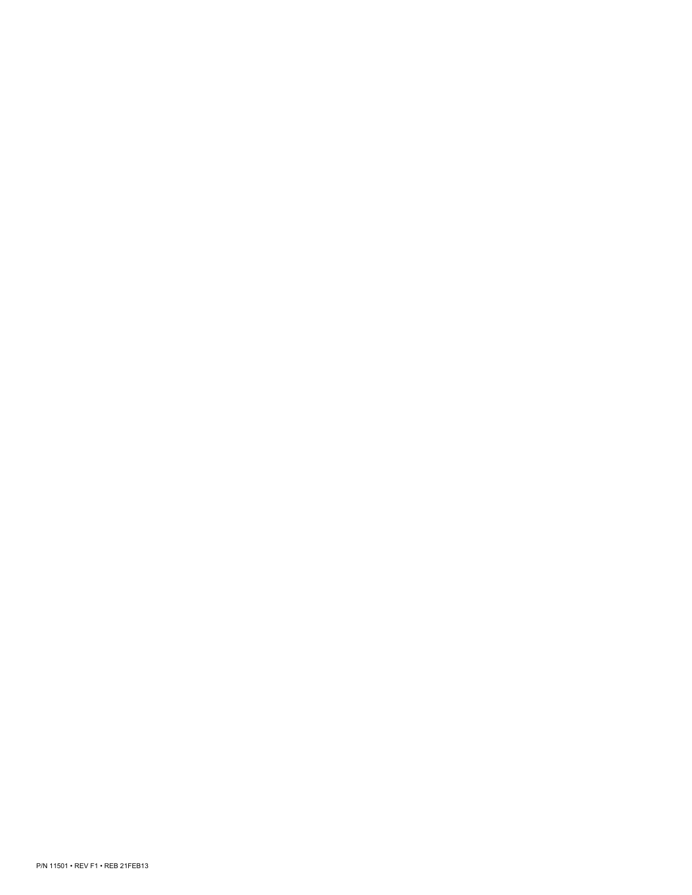P/N 11501 • REV F1 • REB 21FEB13